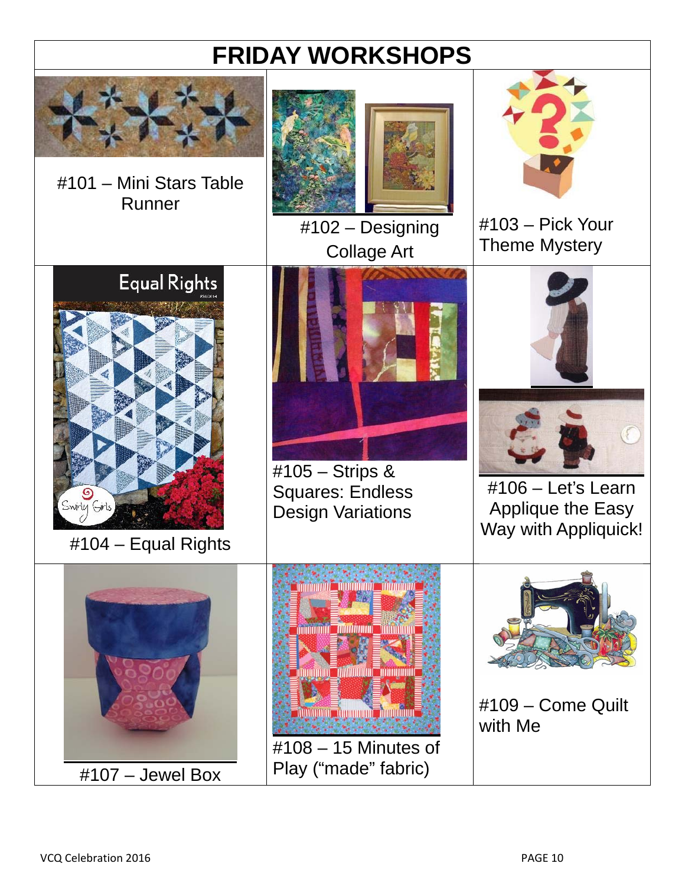# FRIDAY WORKSHOPS

#101 – Mini Stars Table Runner

#102 – Designing Collage Art

#103 – Pick Your Theme Mystery

#104 – Equal Rights

#105 – Strips & Squares: Endless Design Variations

#106 – Let's Learn Applique the Easy Way with Appliquick!

#107 – Jewel Box

#108 – 15 Minutes of Play ("made" fabric)

#109 – Come Quilt with Me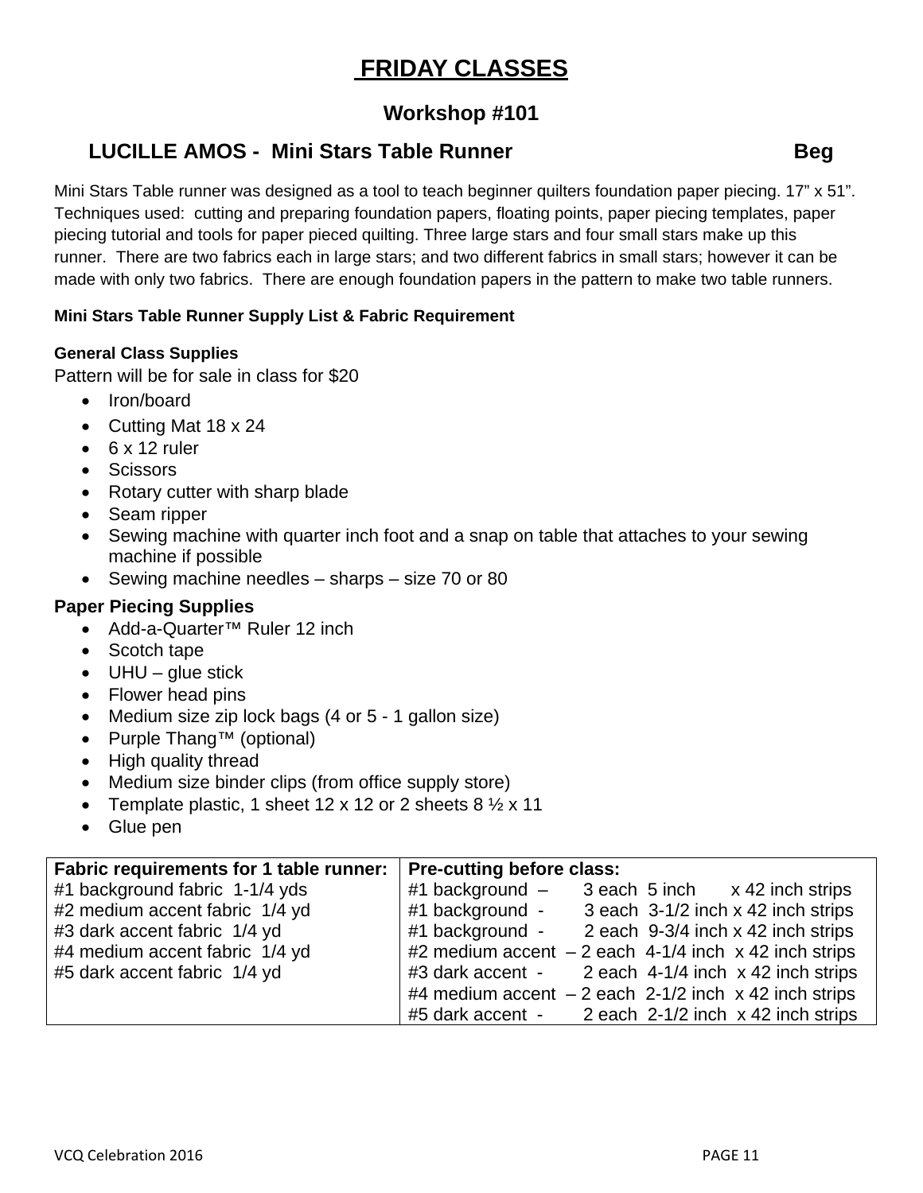# FRIDAY CLASSES

## Workshop #101

### LUCILLE AMOS - Mini Stars Table Runner Beg

Mini Stars Table runner was designed as a tool to teach beginner quilters foundation paper piecing. 17" x 51". Techniques used: cutting and preparing foundation papers, floating points, paper piecing templates, paper piecing tutorial and tools for paper pieced quilting. Three large stars and four small stars make up this runner. There are two fabrics each in large stars; and two different fabrics in small stars; however it can be made with only two fabrics. There are enough foundation papers in the pattern to make two table runners.

**Mini Stars Table Runner Supply List & Fabric Requirement**

**General Class Supplies**

Pattern will be for sale in class for $20

- Iron/board
- Cutting Mat 18 x 24
- 6 x 12 ruler
- Scissors
- Rotary cutter with sharp blade
- Seam ripper
- Sewing machine with quarter inch foot and a snap on table that attaches to your sewing machine if possible
- Sewing machine needles – sharps – size 70 or 80

**Paper Piecing Supplies**

- Add-a-Quarter™ Ruler 12 inch
- Scotch tape
- UHU – glue stick
- Flower head pins
- Medium size zip lock bags (4 or 5 - 1 gallon size)
- Purple Thang™ (optional)
- High quality thread
- Medium size binder clips (from office supply store)
- Template plastic, 1 sheet 12 x 12 or 2 sheets 8 ½ x 11
- Glue pen

| Fabric requirements for 1 table runner: | Pre-cutting before class: |
|---|---|
| #1 background fabric 1-1/4 yds | #1 background – 3 each 5 inch x 42 inch strips |
| #2 medium accent fabric 1/4 yd | #1 background - 3 each 3-1/2 inch x 42 inch strips |
| #3 dark accent fabric 1/4 yd | #1 background - 2 each 9-3/4 inch x 42 inch strips |
| #4 medium accent fabric 1/4 yd | #2 medium accent – 2 each 4-1/4 inch x 42 inch strips |
| #5 dark accent fabric 1/4 yd | #3 dark accent - 2 each 4-1/4 inch x 42 inch strips |
| | #4 medium accent – 2 each 2-1/2 inch x 42 inch strips |
| | #5 dark accent - 2 each 2-1/2 inch x 42 inch strips |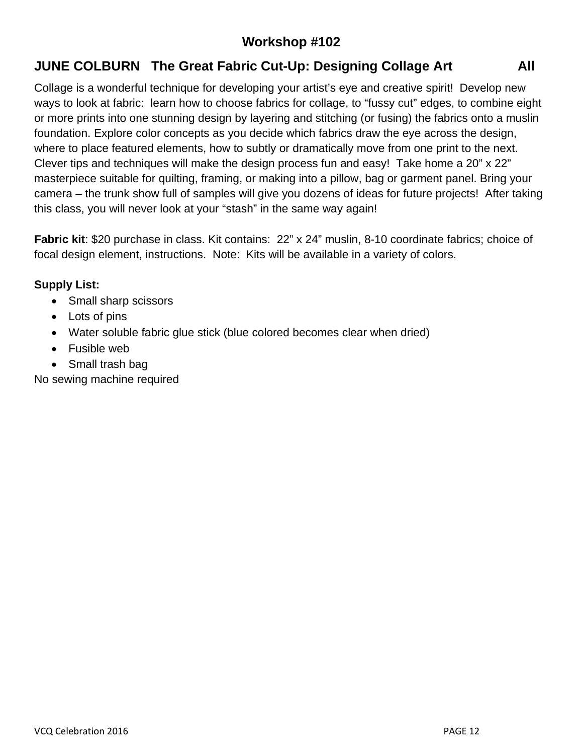## Workshop #102

## JUNE COLBURN   The Great Fabric Cut-Up: Designing Collage Art   All

Collage is a wonderful technique for developing your artist's eye and creative spirit!  Develop new ways to look at fabric:  learn how to choose fabrics for collage, to "fussy cut" edges, to combine eight or more prints into one stunning design by layering and stitching (or fusing) the fabrics onto a muslin foundation. Explore color concepts as you decide which fabrics draw the eye across the design, where to place featured elements, how to subtly or dramatically move from one print to the next. Clever tips and techniques will make the design process fun and easy!  Take home a 20" x 22" masterpiece suitable for quilting, framing, or making into a pillow, bag or garment panel. Bring your camera – the trunk show full of samples will give you dozens of ideas for future projects!  After taking this class, you will never look at your "stash" in the same way again!

**Fabric kit**: $20 purchase in class. Kit contains:  22" x 24" muslin, 8-10 coordinate fabrics; choice of focal design element, instructions.  Note:  Kits will be available in a variety of colors.

**Supply List:**

- Small sharp scissors
- Lots of pins
- Water soluble fabric glue stick (blue colored becomes clear when dried)
- Fusible web
- Small trash bag

No sewing machine required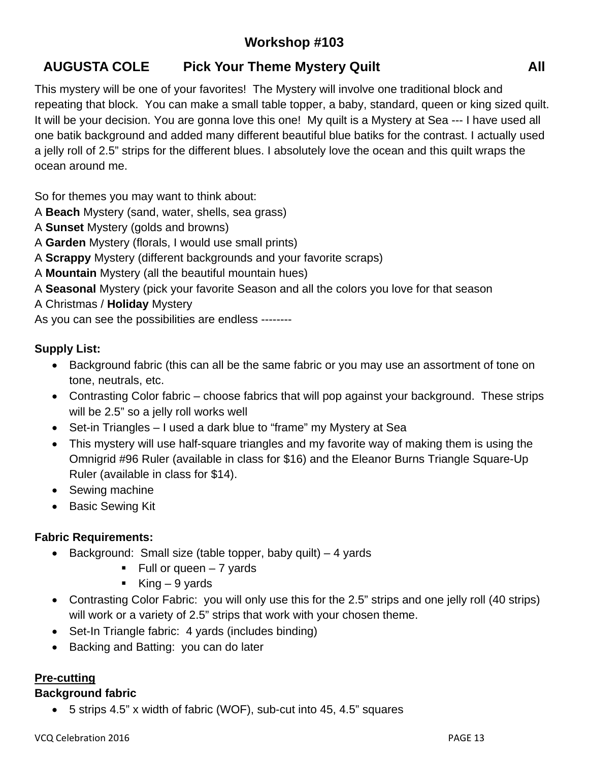## Workshop #103

### AUGUSTA COLE Pick Your Theme Mystery Quilt All

This mystery will be one of your favorites! The Mystery will involve one traditional block and repeating that block. You can make a small table topper, a baby, standard, queen or king sized quilt. It will be your decision. You are gonna love this one! My quilt is a Mystery at Sea --- I have used all one batik background and added many different beautiful blue batiks for the contrast. I actually used a jelly roll of 2.5" strips for the different blues. I absolutely love the ocean and this quilt wraps the ocean around me.

So for themes you may want to think about:
A **Beach** Mystery (sand, water, shells, sea grass)
A **Sunset** Mystery (golds and browns)
A **Garden** Mystery (florals, I would use small prints)
A **Scrappy** Mystery (different backgrounds and your favorite scraps)
A **Mountain** Mystery (all the beautiful mountain hues)
A **Seasonal** Mystery (pick your favorite Season and all the colors you love for that season
A Christmas / **Holiday** Mystery
As you can see the possibilities are endless --------

**Supply List:**

- Background fabric (this can all be the same fabric or you may use an assortment of tone on tone, neutrals, etc.
- Contrasting Color fabric – choose fabrics that will pop against your background. These strips will be 2.5" so a jelly roll works well
- Set-in Triangles – I used a dark blue to "frame" my Mystery at Sea
- This mystery will use half-square triangles and my favorite way of making them is using the Omnigrid #96 Ruler (available in class for $16) and the Eleanor Burns Triangle Square-Up Ruler (available in class for $14).
- Sewing machine
- Basic Sewing Kit

**Fabric Requirements:**

- Background: Small size (table topper, baby quilt) – 4 yards
  - Full or queen – 7 yards
  - King – 9 yards
- Contrasting Color Fabric: you will only use this for the 2.5" strips and one jelly roll (40 strips) will work or a variety of 2.5" strips that work with your chosen theme.
- Set-In Triangle fabric: 4 yards (includes binding)
- Backing and Batting: you can do later

**Pre-cutting**

**Background fabric**

- 5 strips 4.5" x width of fabric (WOF), sub-cut into 45, 4.5" squares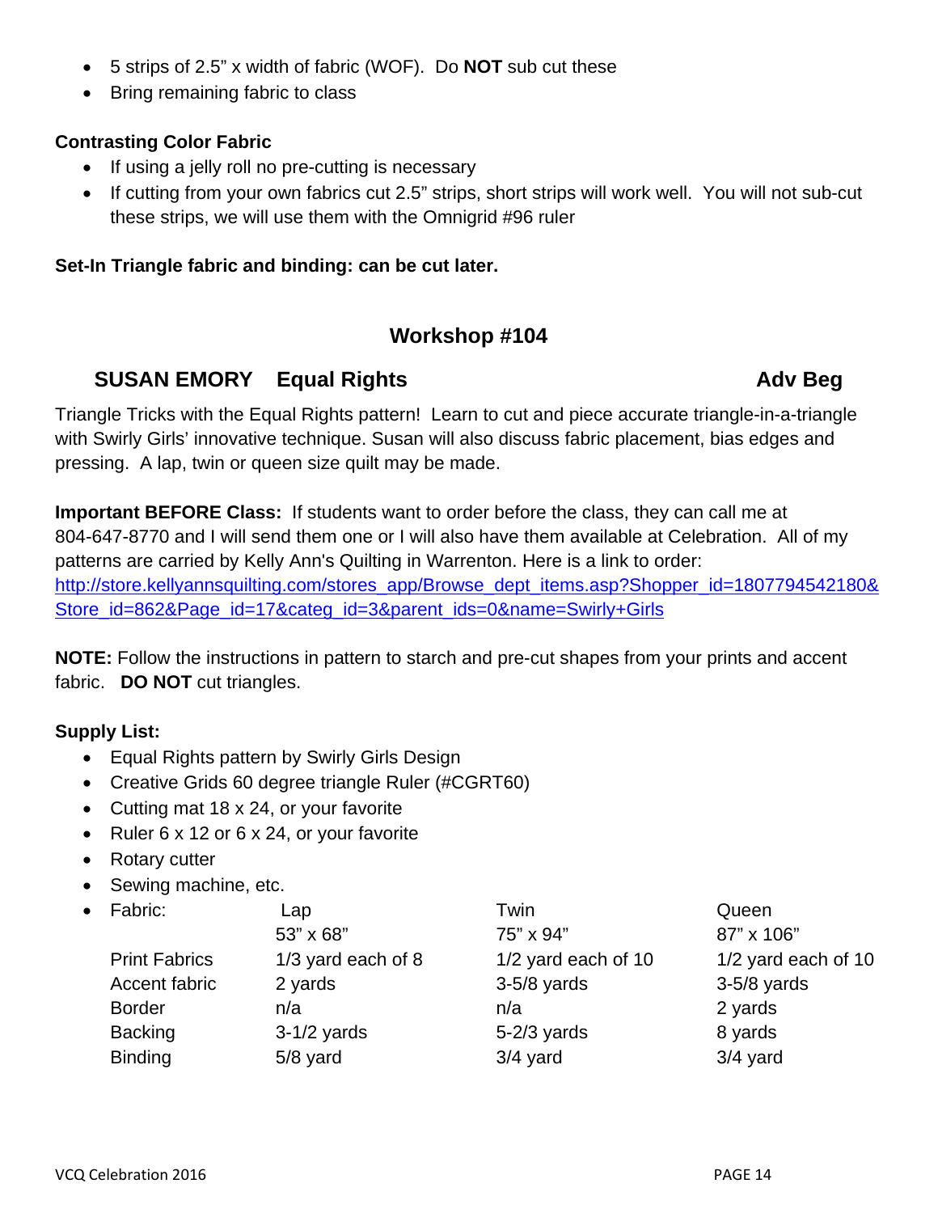- 5 strips of 2.5" x width of fabric (WOF). Do **NOT** sub cut these
- Bring remaining fabric to class

**Contrasting Color Fabric**

- If using a jelly roll no pre-cutting is necessary
- If cutting from your own fabrics cut 2.5" strips, short strips will work well. You will not sub-cut these strips, we will use them with the Omnigrid #96 ruler

**Set-In Triangle fabric and binding: can be cut later.**

## Workshop #104

### SUSAN EMORY Equal Rights Adv Beg

Triangle Tricks with the Equal Rights pattern! Learn to cut and piece accurate triangle-in-a-triangle with Swirly Girls' innovative technique. Susan will also discuss fabric placement, bias edges and pressing. A lap, twin or queen size quilt may be made.

**Important BEFORE Class:** If students want to order before the class, they can call me at 804-647-8770 and I will send them one or I will also have them available at Celebration. All of my patterns are carried by Kelly Ann's Quilting in Warrenton. Here is a link to order: http://store.kellyannsquilting.com/stores_app/Browse_dept_items.asp?Shopper_id=1807794542180&Store_id=862&Page_id=17&categ_id=3&parent_ids=0&name=Swirly+Girls

**NOTE:** Follow the instructions in pattern to starch and pre-cut shapes from your prints and accent fabric. **DO NOT** cut triangles.

**Supply List:**

- Equal Rights pattern by Swirly Girls Design
- Creative Grids 60 degree triangle Ruler (#CGRT60)
- Cutting mat 18 x 24, or your favorite
- Ruler 6 x 12 or 6 x 24, or your favorite
- Rotary cutter
- Sewing machine, etc.
- Fabric:

| Fabric: | Lap<br>53" x 68" | Twin<br>75" x 94" | Queen<br>87" x 106" |
|---|---|---|---|
| Print Fabrics | 1/3 yard each of 8 | 1/2 yard each of 10 | 1/2 yard each of 10 |
| Accent fabric | 2 yards | 3-5/8 yards | 3-5/8 yards |
| Border | n/a | n/a | 2 yards |
| Backing | 3-1/2 yards | 5-2/3 yards | 8 yards |
| Binding | 5/8 yard | 3/4 yard | 3/4 yard |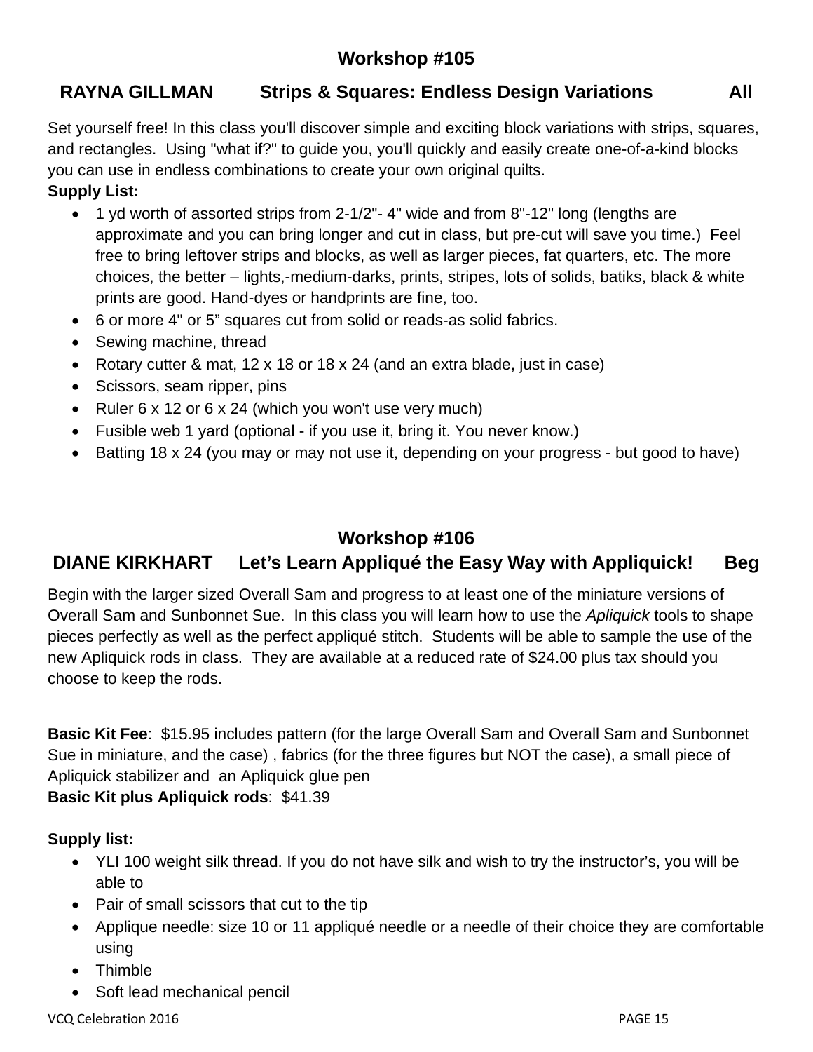## Workshop #105

### RAYNA GILLMAN Strips & Squares: Endless Design Variations All

Set yourself free! In this class you'll discover simple and exciting block variations with strips, squares, and rectangles. Using "what if?" to guide you, you'll quickly and easily create one-of-a-kind blocks you can use in endless combinations to create your own original quilts.

**Supply List:**

- 1 yd worth of assorted strips from 2-1/2"- 4" wide and from 8"-12" long (lengths are approximate and you can bring longer and cut in class, but pre-cut will save you time.) Feel free to bring leftover strips and blocks, as well as larger pieces, fat quarters, etc. The more choices, the better – lights,-medium-darks, prints, stripes, lots of solids, batiks, black & white prints are good. Hand-dyes or handprints are fine, too.
- 6 or more 4" or 5" squares cut from solid or reads-as solid fabrics.
- Sewing machine, thread
- Rotary cutter & mat, 12 x 18 or 18 x 24 (and an extra blade, just in case)
- Scissors, seam ripper, pins
- Ruler 6 x 12 or 6 x 24 (which you won't use very much)
- Fusible web 1 yard (optional - if you use it, bring it. You never know.)
- Batting 18 x 24 (you may or may not use it, depending on your progress - but good to have)

## Workshop #106

### DIANE KIRKHART Let's Learn Appliqué the Easy Way with Appliquick! Beg

Begin with the larger sized Overall Sam and progress to at least one of the miniature versions of Overall Sam and Sunbonnet Sue. In this class you will learn how to use the *Apliquick* tools to shape pieces perfectly as well as the perfect appliqué stitch. Students will be able to sample the use of the new Apliquick rods in class. They are available at a reduced rate of $24.00 plus tax should you choose to keep the rods.

**Basic Kit Fee**: $15.95 includes pattern (for the large Overall Sam and Overall Sam and Sunbonnet Sue in miniature, and the case) , fabrics (for the three figures but NOT the case), a small piece of Apliquick stabilizer and an Apliquick glue pen

**Basic Kit plus Apliquick rods**: $41.39

**Supply list:**

- YLI 100 weight silk thread. If you do not have silk and wish to try the instructor's, you will be able to
- Pair of small scissors that cut to the tip
- Applique needle: size 10 or 11 appliqué needle or a needle of their choice they are comfortable using
- Thimble
- Soft lead mechanical pencil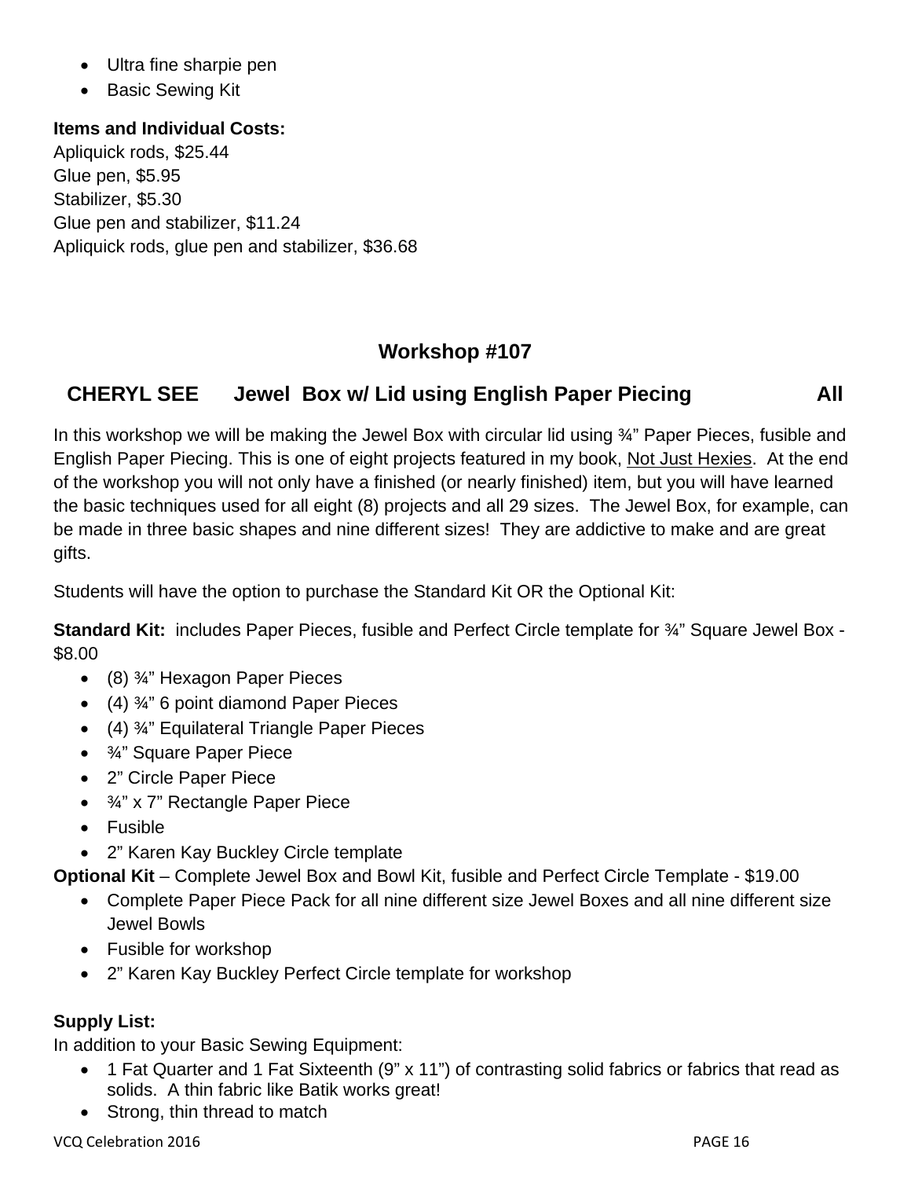- Ultra fine sharpie pen
- Basic Sewing Kit

**Items and Individual Costs:**
Apliquick rods, $25.44
Glue pen, $5.95
Stabilizer, $5.30
Glue pen and stabilizer, $11.24
Apliquick rods, glue pen and stabilizer, $36.68

## Workshop #107

### CHERYL SEE Jewel Box w/ Lid using English Paper Piecing All

In this workshop we will be making the Jewel Box with circular lid using ¾" Paper Pieces, fusible and English Paper Piecing. This is one of eight projects featured in my book, <u>Not Just Hexies</u>. At the end of the workshop you will not only have a finished (or nearly finished) item, but you will have learned the basic techniques used for all eight (8) projects and all 29 sizes. The Jewel Box, for example, can be made in three basic shapes and nine different sizes! They are addictive to make and are great gifts.

Students will have the option to purchase the Standard Kit OR the Optional Kit:

**Standard Kit:** includes Paper Pieces, fusible and Perfect Circle template for ¾" Square Jewel Box - $8.00

- (8) ¾" Hexagon Paper Pieces
- (4) ¾" 6 point diamond Paper Pieces
- (4) ¾" Equilateral Triangle Paper Pieces
- ¾" Square Paper Piece
- 2" Circle Paper Piece
- ¾" x 7" Rectangle Paper Piece
- Fusible
- 2" Karen Kay Buckley Circle template

**Optional Kit** – Complete Jewel Box and Bowl Kit, fusible and Perfect Circle Template - $19.00

- Complete Paper Piece Pack for all nine different size Jewel Boxes and all nine different size Jewel Bowls
- Fusible for workshop
- 2" Karen Kay Buckley Perfect Circle template for workshop

**Supply List:**
In addition to your Basic Sewing Equipment:

- 1 Fat Quarter and 1 Fat Sixteenth (9" x 11") of contrasting solid fabrics or fabrics that read as solids. A thin fabric like Batik works great!
- Strong, thin thread to match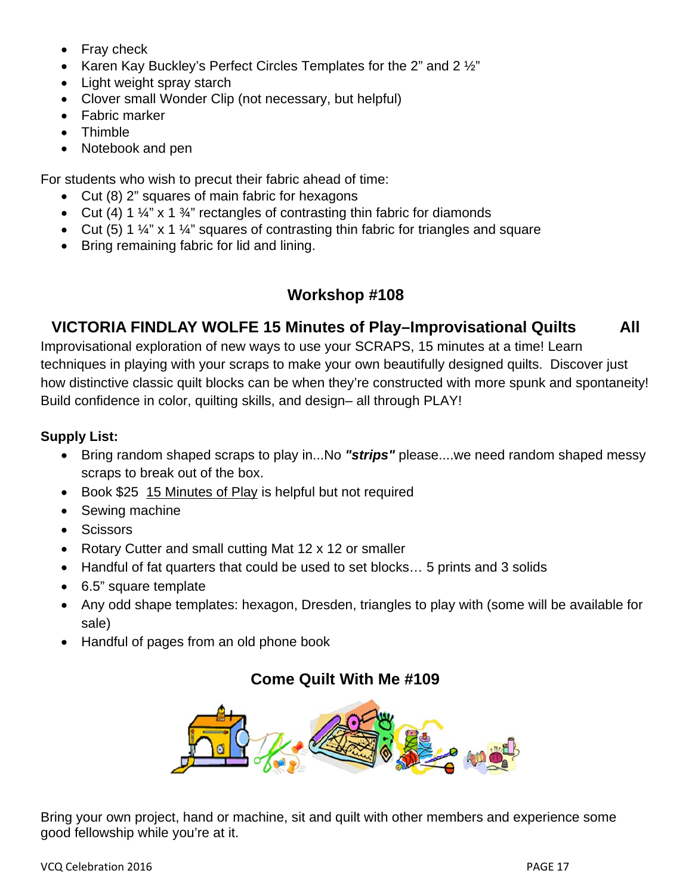- Fray check
- Karen Kay Buckley's Perfect Circles Templates for the 2" and 2 ½"
- Light weight spray starch
- Clover small Wonder Clip (not necessary, but helpful)
- Fabric marker
- Thimble
- Notebook and pen

For students who wish to precut their fabric ahead of time:

- Cut (8) 2" squares of main fabric for hexagons
- Cut (4) 1 ¼" x 1 ¾" rectangles of contrasting thin fabric for diamonds
- Cut (5) 1 ¼" x 1 ¼" squares of contrasting thin fabric for triangles and square
- Bring remaining fabric for lid and lining.

## Workshop #108

### VICTORIA FINDLAY WOLFE 15 Minutes of Play–Improvisational Quilts All

Improvisational exploration of new ways to use your SCRAPS, 15 minutes at a time! Learn techniques in playing with your scraps to make your own beautifully designed quilts. Discover just how distinctive classic quilt blocks can be when they're constructed with more spunk and spontaneity! Build confidence in color, quilting skills, and design– all through PLAY!

**Supply List:**

- Bring random shaped scraps to play in...No ***"strips"*** please....we need random shaped messy scraps to break out of the box.
- Book $25 15 Minutes of Play is helpful but not required
- Sewing machine
- Scissors
- Rotary Cutter and small cutting Mat 12 x 12 or smaller
- Handful of fat quarters that could be used to set blocks… 5 prints and 3 solids
- 6.5" square template
- Any odd shape templates: hexagon, Dresden, triangles to play with (some will be available for sale)
- Handful of pages from an old phone book

## Come Quilt With Me #109

Bring your own project, hand or machine, sit and quilt with other members and experience some good fellowship while you're at it.